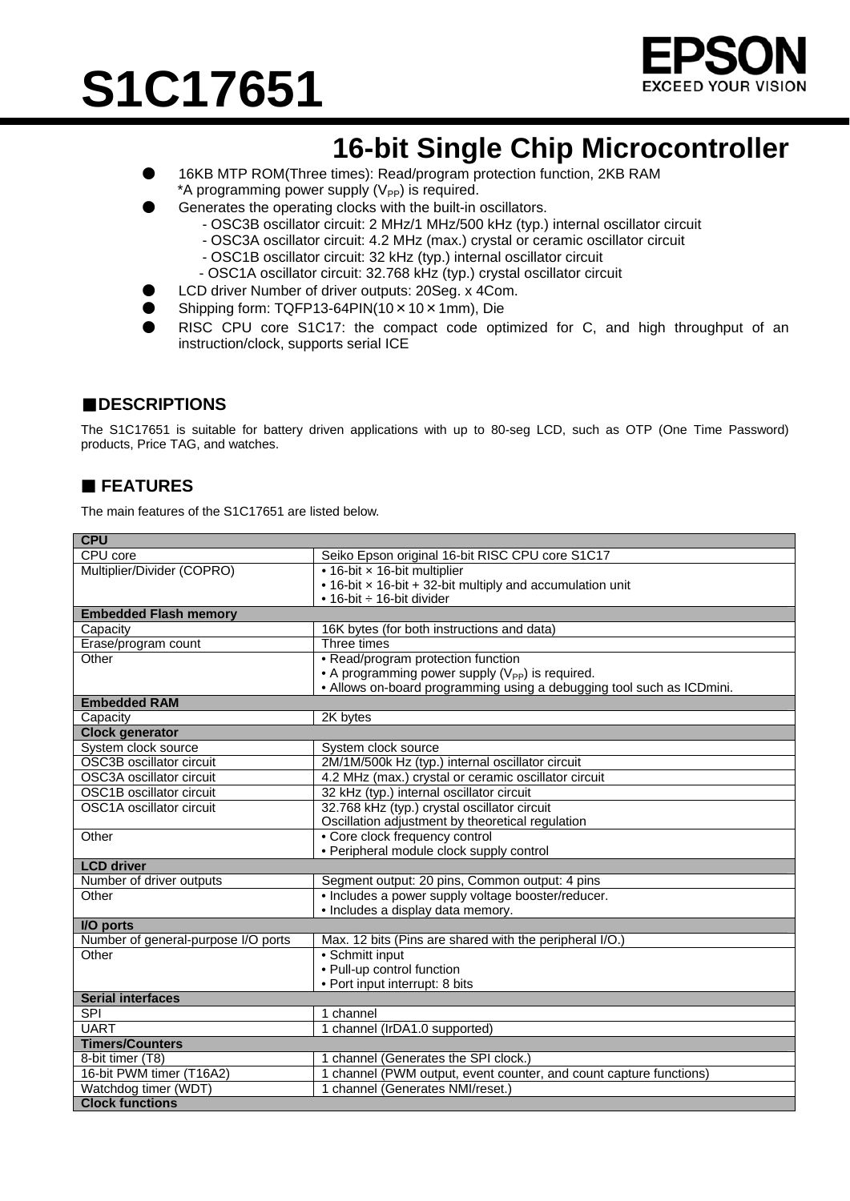# S1C17651

EPSON
EXCEED YOUR VISION

## 16-bit Single Chip Microcontroller

- 16KB MTP ROM(Three times): Read/program protection function, 2KB RAM
  *A programming power supply ($V_{PP}$) is required.
- Generates the operating clocks with the built-in oscillators.
  - OSC3B oscillator circuit: 2 MHz/1 MHz/500 kHz (typ.) internal oscillator circuit
  - OSC3A oscillator circuit: 4.2 MHz (max.) crystal or ceramic oscillator circuit
  - OSC1B oscillator circuit: 32 kHz (typ.) internal oscillator circuit
  - OSC1A oscillator circuit: 32.768 kHz (typ.) crystal oscillator circuit
- LCD driver Number of driver outputs: 20Seg. x 4Com.
- Shipping form: TQFP13-64PIN(10×10×1mm), Die
- RISC CPU core S1C17: the compact code optimized for C, and high throughput of an instruction/clock, supports serial ICE

## ■DESCRIPTIONS

The S1C17651 is suitable for battery driven applications with up to 80-seg LCD, such as OTP (One Time Password) products, Price TAG, and watches.

## ■ FEATURES

The main features of the S1C17651 are listed below.

| **CPU** | |
|---|---|
| CPU core | Seiko Epson original 16-bit RISC CPU core S1C17 |
| Multiplier/Divider (COPRO) | • 16-bit × 16-bit multiplier<br>• 16-bit × 16-bit + 32-bit multiply and accumulation unit<br>• 16-bit ÷ 16-bit divider |
| **Embedded Flash memory** | |
| Capacity | 16K bytes (for both instructions and data) |
| Erase/program count | Three times |
| Other | • Read/program protection function<br>• A programming power supply ($V_{PP}$) is required.<br>• Allows on-board programming using a debugging tool such as ICDmini. |
| **Embedded RAM** | |
| Capacity | 2K bytes |
| **Clock generator** | |
| System clock source | System clock source |
| OSC3B oscillator circuit | 2M/1M/500k Hz (typ.) internal oscillator circuit |
| OSC3A oscillator circuit | 4.2 MHz (max.) crystal or ceramic oscillator circuit |
| OSC1B oscillator circuit | 32 kHz (typ.) internal oscillator circuit |
| OSC1A oscillator circuit | 32.768 kHz (typ.) crystal oscillator circuit<br>Oscillation adjustment by theoretical regulation |
| Other | • Core clock frequency control<br>• Peripheral module clock supply control |
| **LCD driver** | |
| Number of driver outputs | Segment output: 20 pins, Common output: 4 pins |
| Other | • Includes a power supply voltage booster/reducer.<br>• Includes a display data memory. |
| **I/O ports** | |
| Number of general-purpose I/O ports | Max. 12 bits (Pins are shared with the peripheral I/O.) |
| Other | • Schmitt input<br>• Pull-up control function<br>• Port input interrupt: 8 bits |
| **Serial interfaces** | |
| SPI | 1 channel |
| UART | 1 channel (IrDA1.0 supported) |
| **Timers/Counters** | |
| 8-bit timer (T8) | 1 channel (Generates the SPI clock.) |
| 16-bit PWM timer (T16A2) | 1 channel (PWM output, event counter, and count capture functions) |
| Watchdog timer (WDT) | 1 channel (Generates NMI/reset.) |
| **Clock functions** | |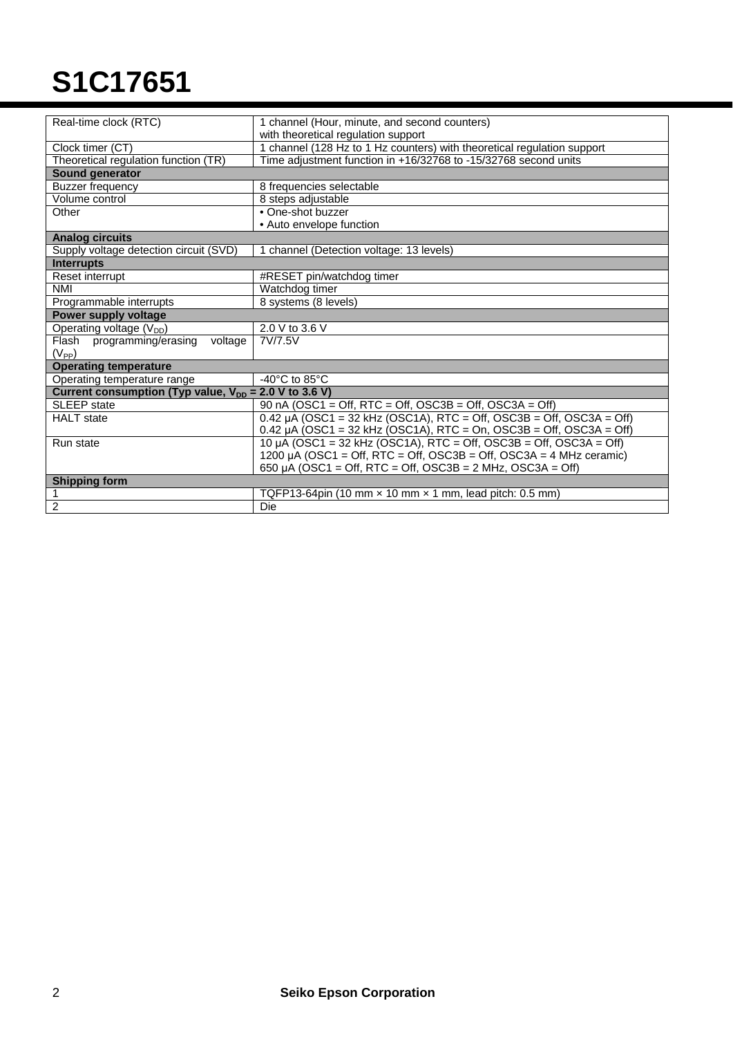# S1C17651

| | |
|---|---|
| Real-time clock (RTC) | 1 channel (Hour, minute, and second counters)<br>with theoretical regulation support |
| Clock timer (CT) | 1 channel (128 Hz to 1 Hz counters) with theoretical regulation support |
| Theoretical regulation function (TR) | Time adjustment function in +16/32768 to -15/32768 second units |
| **Sound generator** | |
| Buzzer frequency | 8 frequencies selectable |
| Volume control | 8 steps adjustable |
| Other | • One-shot buzzer<br>• Auto envelope function |
| **Analog circuits** | |
| Supply voltage detection circuit (SVD) | 1 channel (Detection voltage: 13 levels) |
| **Interrupts** | |
| Reset interrupt | #RESET pin/watchdog timer |
| NMI | Watchdog timer |
| Programmable interrupts | 8 systems (8 levels) |
| **Power supply voltage** | |
| Operating voltage ($V_{DD}$) | 2.0 V to 3.6 V |
| Flash programming/erasing voltage ($V_{PP}$) | 7V/7.5V |
| **Operating temperature** | |
| Operating temperature range | -40°C to 85°C |
| **Current consumption (Typ value, $V_{DD}$ = 2.0 V to 3.6 V)** | |
| SLEEP state | 90 nA (OSC1 = Off, RTC = Off, OSC3B = Off, OSC3A = Off) |
| HALT state | 0.42 µA (OSC1 = 32 kHz (OSC1A), RTC = Off, OSC3B = Off, OSC3A = Off)<br>0.42 µA (OSC1 = 32 kHz (OSC1A), RTC = On, OSC3B = Off, OSC3A = Off) |
| Run state | 10 µA (OSC1 = 32 kHz (OSC1A), RTC = Off, OSC3B = Off, OSC3A = Off)<br>1200 µA (OSC1 = Off, RTC = Off, OSC3B = Off, OSC3A = 4 MHz ceramic)<br>650 µA (OSC1 = Off, RTC = Off, OSC3B = 2 MHz, OSC3A = Off) |
| **Shipping form** | |
| 1 | TQFP13-64pin (10 mm × 10 mm × 1 mm, lead pitch: 0.5 mm) |
| 2 | Die |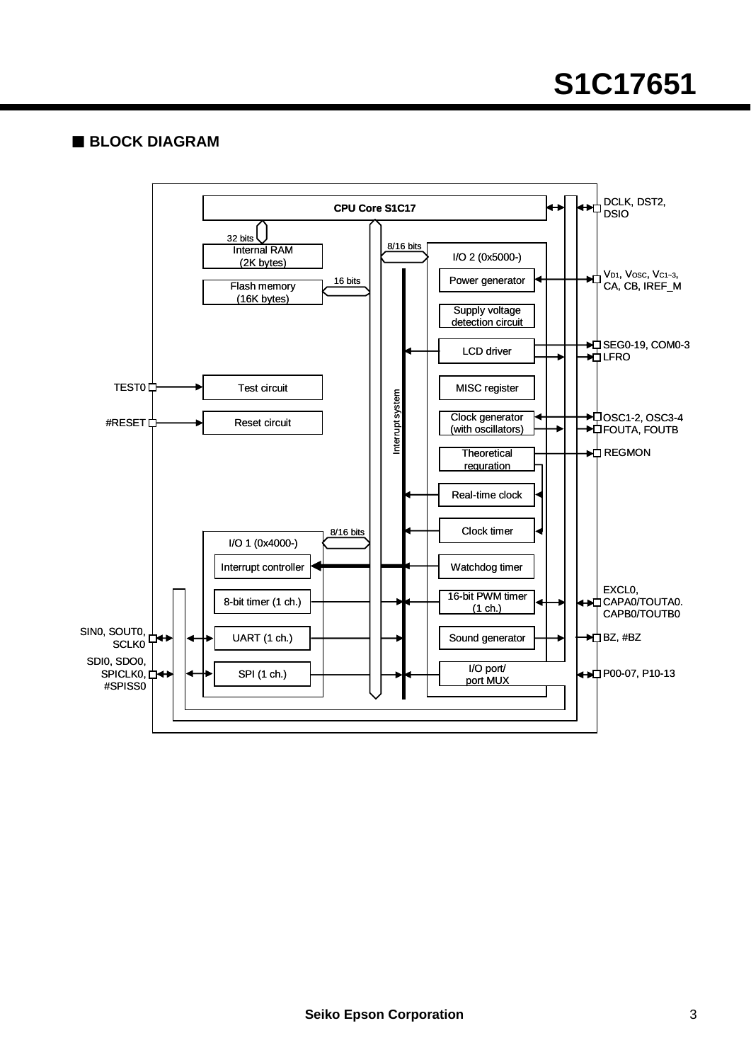## ■ BLOCK DIAGRAM

- CPU Core S1C17 ↔ DCLK, DST2, DSIO
- Internal RAM (2K bytes) — 32 bits
- Flash memory (16K bytes) — 16 bits
- Test circuit ← TEST0
- Reset circuit ← #RESET
- Interrupt system
- I/O 1 (0x4000-) — 8/16 bits
  - Interrupt controller
  - 8-bit timer (1 ch.)
  - UART (1 ch.) ↔ SIN0, SOUT0, SCLK0
  - SPI (1 ch.) ↔ SDI0, SDO0, SPICLK0, #SPISS0
- I/O 2 (0x5000-) — 8/16 bits
  - Power generator ↔ $V_{D1}$, $V_{OSC}$, $V_{C1-3}$, CA, CB, IREF_M
  - Supply voltage detection circuit
  - LCD driver → SEG0-19, COM0-3, LFRO
  - MISC register
  - Clock generator (with oscillators) ↔ OSC1-2, OSC3-4, → FOUTA, FOUTB
  - Theoretical reguration → REGMON
  - Real-time clock
  - Clock timer
  - Watchdog timer
  - 16-bit PWM timer (1 ch.) ↔ EXCL0, CAPA0/TOUTA0. CAPB0/TOUTB0
  - Sound generator → BZ, #BZ
  - I/O port/ port MUX ↔ P00-07, P10-13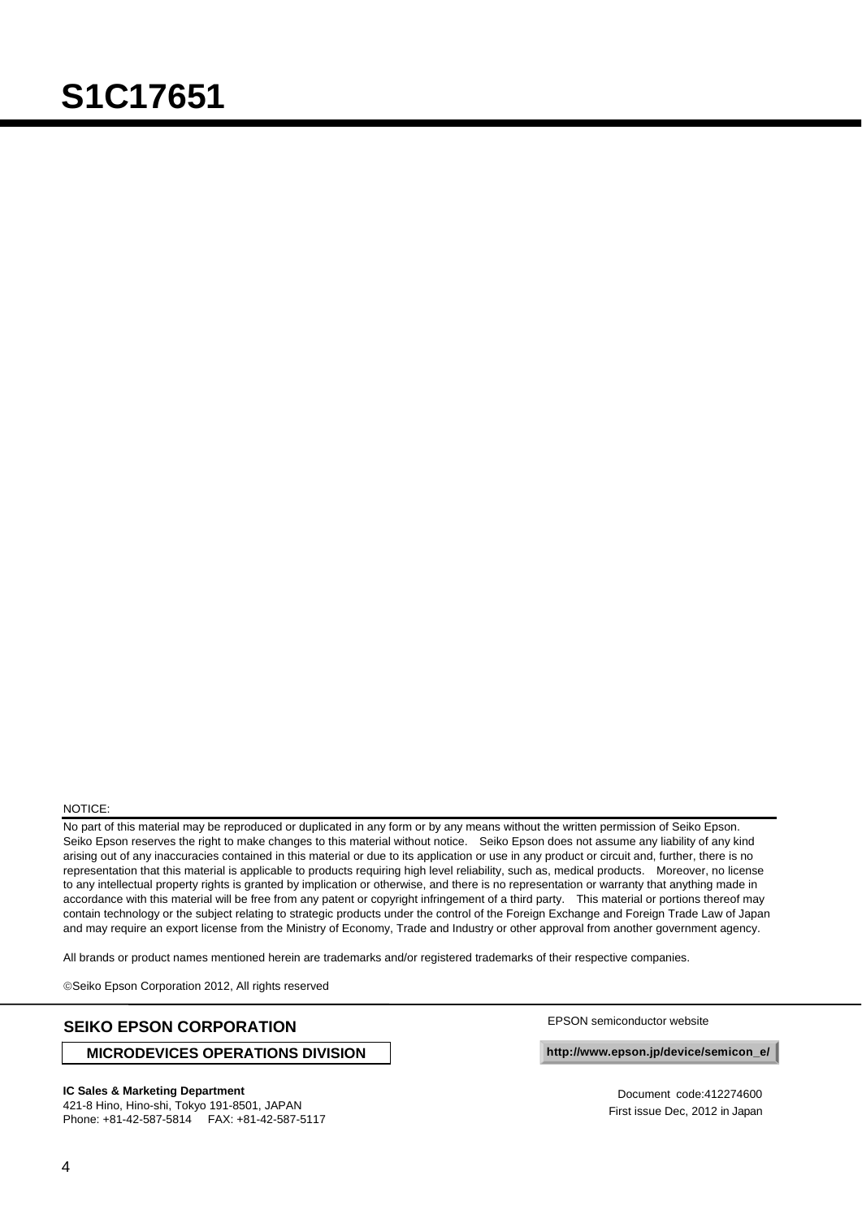# S1C17651

NOTICE:

No part of this material may be reproduced or duplicated in any form or by any means without the written permission of Seiko Epson. Seiko Epson reserves the right to make changes to this material without notice. Seiko Epson does not assume any liability of any kind arising out of any inaccuracies contained in this material or due to its application or use in any product or circuit and, further, there is no representation that this material is applicable to products requiring high level reliability, such as, medical products. Moreover, no license to any intellectual property rights is granted by implication or otherwise, and there is no representation or warranty that anything made in accordance with this material will be free from any patent or copyright infringement of a third party. This material or portions thereof may contain technology or the subject relating to strategic products under the control of the Foreign Exchange and Foreign Trade Law of Japan and may require an export license from the Ministry of Economy, Trade and Industry or other approval from another government agency.

All brands or product names mentioned herein are trademarks and/or registered trademarks of their respective companies.

©Seiko Epson Corporation 2012, All rights reserved

**SEIKO EPSON CORPORATION**

**MICRODEVICES OPERATIONS DIVISION**

**IC Sales & Marketing Department**
421-8 Hino, Hino-shi, Tokyo 191-8501, JAPAN
Phone: +81-42-587-5814 FAX: +81-42-587-5117

EPSON semiconductor website

**http://www.epson.jp/device/semicon_e/**

Document code:412274600
First issue Dec, 2012 in Japan